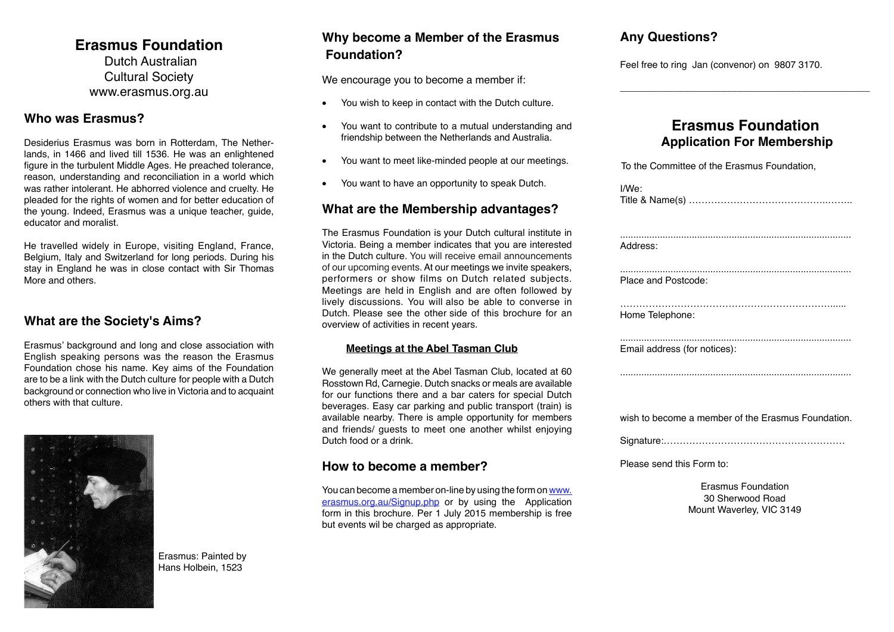# Erasmus Foundation

Dutch Australian
Cultural Society
www.erasmus.org.au

## Who was Erasmus?

Desiderius Erasmus was born in Rotterdam, The Netherlands, in 1466 and lived till 1536. He was an enlightened figure in the turbulent Middle Ages. He preached tolerance, reason, understanding and reconciliation in a world which was rather intolerant. He abhorred violence and cruelty. He pleaded for the rights of women and for better education of the young. Indeed, Erasmus was a unique teacher, guide, educator and moralist.

He travelled widely in Europe, visiting England, France, Belgium, Italy and Switzerland for long periods. During his stay in England he was in close contact with Sir Thomas More and others.

## What are the Society's Aims?

Erasmus' background and long and close association with English speaking persons was the reason the Erasmus Foundation chose his name. Key aims of the Foundation are to be a link with the Dutch culture for people with a Dutch background or connection who live in Victoria and to acquaint others with that culture.

Erasmus: Painted by Hans Holbein, 1523

## Why become a Member of the Erasmus Foundation?

We encourage you to become a member if:

- You wish to keep in contact with the Dutch culture.
- You want to contribute to a mutual understanding and friendship between the Netherlands and Australia.
- You want to meet like-minded people at our meetings.
- You want to have an opportunity to speak Dutch.

## What are the Membership advantages?

The Erasmus Foundation is your Dutch cultural institute in Victoria. Being a member indicates that you are interested in the Dutch culture. You will receive email announcements of our upcoming events. At our meetings we invite speakers, performers or show films on Dutch related subjects. Meetings are held in English and are often followed by lively discussions. You will also be able to converse in Dutch. Please see the other side of this brochure for an overview of activities in recent years.

### Meetings at the Abel Tasman Club

We generally meet at the Abel Tasman Club, located at 60 Rosstown Rd, Carnegie. Dutch snacks or meals are available for our functions there and a bar caters for special Dutch beverages. Easy car parking and public transport (train) is available nearby. There is ample opportunity for members and friends/ guests to meet one another whilst enjoying Dutch food or a drink.

## How to become a member?

You can become a member on-line by using the form on www.erasmus.org.au/Signup.php or by using the Application form in this brochure. Per 1 July 2015 membership is free but events wil be charged as appropriate.

## Any Questions?

Feel free to ring Jan (convenor) on 9807 3170.

---

# Erasmus Foundation
## Application For Membership

To the Committee of the Erasmus Foundation,

I/We:
Title & Name(s) ……………………………………………..

.......................................................................................

Address:

.......................................................................................

Place and Postcode:

……………………………………………………………......

Home Telephone:

.......................................................................................

Email address (for notices):

.......................................................................................

wish to become a member of the Erasmus Foundation.

Signature:…………………………………………………

Please send this Form to:

Erasmus Foundation
30 Sherwood Road
Mount Waverley, VIC 3149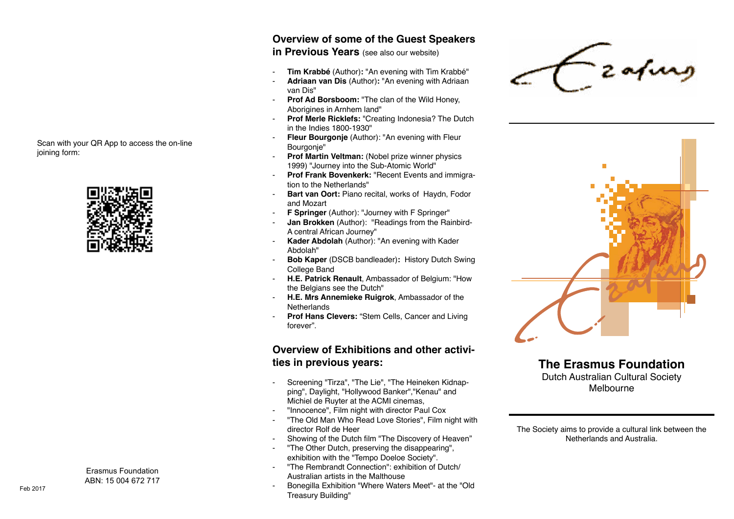Scan with your QR App to access the on-line joining form:

Erasmus Foundation
ABN: 15 004 672 717

Feb 2017

## Overview of some of the Guest Speakers in Previous Years (see also our website)

- **Tim Krabbé** (Author)**:** "An evening with Tim Krabbé"
- **Adriaan van Dis** (Author)**:** "An evening with Adriaan van Dis"
- **Prof Ad Borsboom:** "The clan of the Wild Honey, Aborigines in Arnhem land"
- **Prof Merle Ricklefs:** "Creating Indonesia? The Dutch in the Indies 1800-1930"
- **Fleur Bourgonje** (Author): "An evening with Fleur Bourgonje"
- **Prof Martin Veltman:** (Nobel prize winner physics 1999) "Journey into the Sub-Atomic World"
- **Prof Frank Bovenkerk:** "Recent Events and immigration to the Netherlands"
- **Bart van Oort:** Piano recital, works of Haydn, Fodor and Mozart
- **F Springer** (Author): "Journey with F Springer"
- **Jan Brokken** (Author): "Readings from the Rainbird- A central African Journey"
- **Kader Abdolah** (Author): "An evening with Kader Abdolah"
- **Bob Kaper** (DSCB bandleader)**:** History Dutch Swing College Band
- **H.E. Patrick Renault**, Ambassador of Belgium: "How the Belgians see the Dutch"
- **H.E. Mrs Annemieke Ruigrok**, Ambassador of the Netherlands
- **Prof Hans Clevers:** "Stem Cells, Cancer and Living forever".

## Overview of Exhibitions and other activities in previous years:

- Screening "Tirza", "The Lie", "The Heineken Kidnapping", Daylight, "Hollywood Banker","Kenau" and Michiel de Ruyter at the ACMI cinemas,
- "Innocence", Film night with director Paul Cox
- "The Old Man Who Read Love Stories", Film night with director Rolf de Heer
- Showing of the Dutch film "The Discovery of Heaven"
- "The Other Dutch, preserving the disappearing", exhibition with the "Tempo Doeloe Society".
- "The Rembrandt Connection": exhibition of Dutch/ Australian artists in the Malthouse
- Bonegilla Exhibition "Where Waters Meet"- at the "Old Treasury Building"

# The Erasmus Foundation

Dutch Australian Cultural Society
Melbourne

The Society aims to provide a cultural link between the Netherlands and Australia.